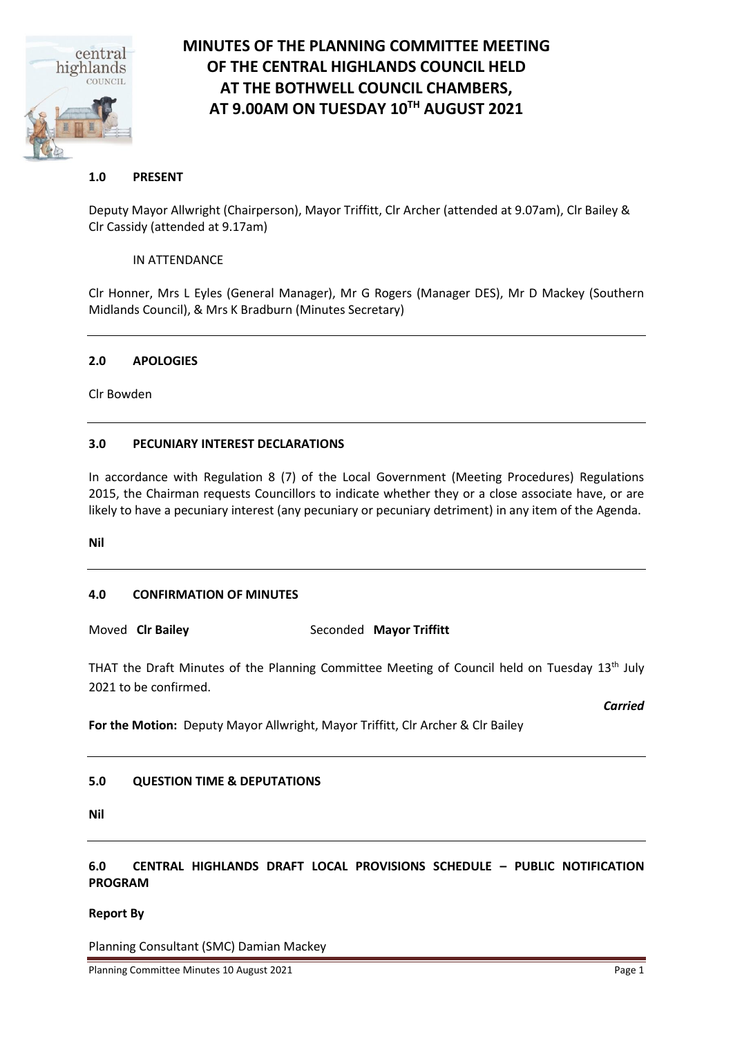# MINUTES OF THE PLANNING COMMITTEE MEETING OF THE CENTRAL HIGHLANDS COUNCIL HELD AT THE BOTHWELL COUNCIL CHAMBERS, AT 9.00AM ON TUESDAY 10TH AUGUST 2021

## 1.0 PRESENT

Deputy Mayor Allwright (Chairperson), Mayor Triffitt, Clr Archer (attended at 9.07am), Clr Bailey & Clr Cassidy (attended at 9.17am)

IN ATTENDANCE

Clr Honner, Mrs L Eyles (General Manager), Mr G Rogers (Manager DES), Mr D Mackey (Southern Midlands Council), & Mrs K Bradburn (Minutes Secretary)

---

## 2.0 APOLOGIES

Clr Bowden

---

## 3.0 PECUNIARY INTEREST DECLARATIONS

In accordance with Regulation 8 (7) of the Local Government (Meeting Procedures) Regulations 2015, the Chairman requests Councillors to indicate whether they or a close associate have, or are likely to have a pecuniary interest (any pecuniary or pecuniary detriment) in any item of the Agenda.

**Nil**

---

## 4.0 CONFIRMATION OF MINUTES

Moved **Clr Bailey** Seconded **Mayor Triffitt**

THAT the Draft Minutes of the Planning Committee Meeting of Council held on Tuesday 13th July 2021 to be confirmed.

***Carried***

**For the Motion:** Deputy Mayor Allwright, Mayor Triffitt, Clr Archer & Clr Bailey

---

## 5.0 QUESTION TIME & DEPUTATIONS

**Nil**

---

## 6.0 CENTRAL HIGHLANDS DRAFT LOCAL PROVISIONS SCHEDULE – PUBLIC NOTIFICATION PROGRAM

**Report By**

Planning Consultant (SMC) Damian Mackey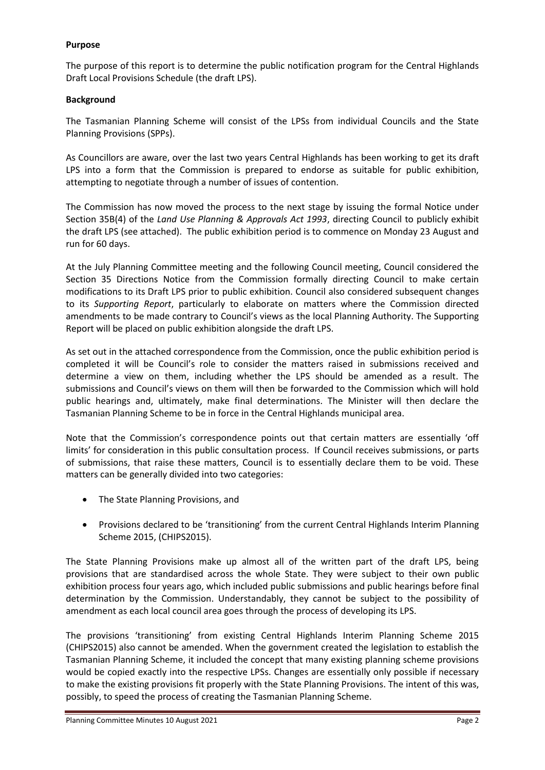**Purpose**

The purpose of this report is to determine the public notification program for the Central Highlands Draft Local Provisions Schedule (the draft LPS).

**Background**

The Tasmanian Planning Scheme will consist of the LPSs from individual Councils and the State Planning Provisions (SPPs).

As Councillors are aware, over the last two years Central Highlands has been working to get its draft LPS into a form that the Commission is prepared to endorse as suitable for public exhibition, attempting to negotiate through a number of issues of contention.

The Commission has now moved the process to the next stage by issuing the formal Notice under Section 35B(4) of the *Land Use Planning & Approvals Act 1993*, directing Council to publicly exhibit the draft LPS (see attached). The public exhibition period is to commence on Monday 23 August and run for 60 days.

At the July Planning Committee meeting and the following Council meeting, Council considered the Section 35 Directions Notice from the Commission formally directing Council to make certain modifications to its Draft LPS prior to public exhibition. Council also considered subsequent changes to its *Supporting Report*, particularly to elaborate on matters where the Commission directed amendments to be made contrary to Council's views as the local Planning Authority. The Supporting Report will be placed on public exhibition alongside the draft LPS.

As set out in the attached correspondence from the Commission, once the public exhibition period is completed it will be Council's role to consider the matters raised in submissions received and determine a view on them, including whether the LPS should be amended as a result. The submissions and Council's views on them will then be forwarded to the Commission which will hold public hearings and, ultimately, make final determinations. The Minister will then declare the Tasmanian Planning Scheme to be in force in the Central Highlands municipal area.

Note that the Commission's correspondence points out that certain matters are essentially 'off limits' for consideration in this public consultation process. If Council receives submissions, or parts of submissions, that raise these matters, Council is to essentially declare them to be void. These matters can be generally divided into two categories:

- The State Planning Provisions, and
- Provisions declared to be 'transitioning' from the current Central Highlands Interim Planning Scheme 2015, (CHIPS2015).

The State Planning Provisions make up almost all of the written part of the draft LPS, being provisions that are standardised across the whole State. They were subject to their own public exhibition process four years ago, which included public submissions and public hearings before final determination by the Commission. Understandably, they cannot be subject to the possibility of amendment as each local council area goes through the process of developing its LPS.

The provisions 'transitioning' from existing Central Highlands Interim Planning Scheme 2015 (CHIPS2015) also cannot be amended. When the government created the legislation to establish the Tasmanian Planning Scheme, it included the concept that many existing planning scheme provisions would be copied exactly into the respective LPSs. Changes are essentially only possible if necessary to make the existing provisions fit properly with the State Planning Provisions. The intent of this was, possibly, to speed the process of creating the Tasmanian Planning Scheme.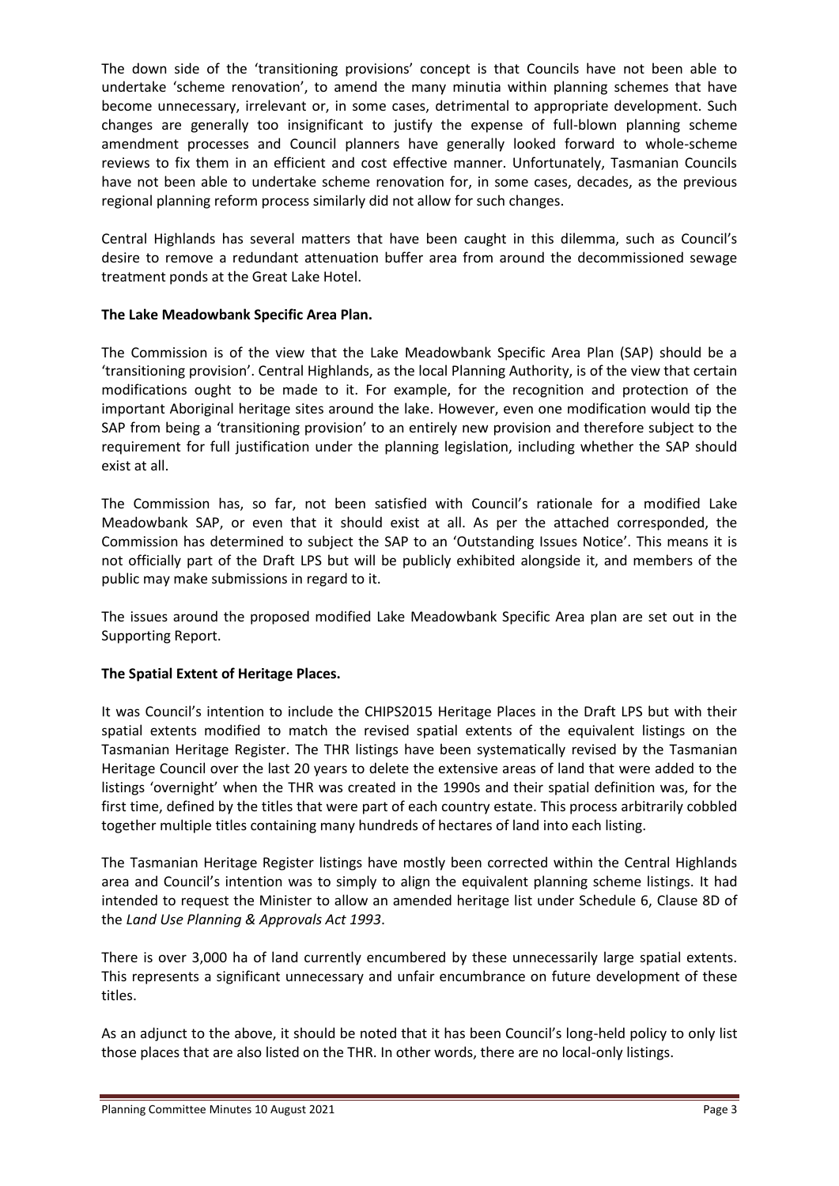The down side of the 'transitioning provisions' concept is that Councils have not been able to undertake 'scheme renovation', to amend the many minutia within planning schemes that have become unnecessary, irrelevant or, in some cases, detrimental to appropriate development. Such changes are generally too insignificant to justify the expense of full-blown planning scheme amendment processes and Council planners have generally looked forward to whole-scheme reviews to fix them in an efficient and cost effective manner. Unfortunately, Tasmanian Councils have not been able to undertake scheme renovation for, in some cases, decades, as the previous regional planning reform process similarly did not allow for such changes.

Central Highlands has several matters that have been caught in this dilemma, such as Council's desire to remove a redundant attenuation buffer area from around the decommissioned sewage treatment ponds at the Great Lake Hotel.

**The Lake Meadowbank Specific Area Plan.**

The Commission is of the view that the Lake Meadowbank Specific Area Plan (SAP) should be a 'transitioning provision'. Central Highlands, as the local Planning Authority, is of the view that certain modifications ought to be made to it. For example, for the recognition and protection of the important Aboriginal heritage sites around the lake. However, even one modification would tip the SAP from being a 'transitioning provision' to an entirely new provision and therefore subject to the requirement for full justification under the planning legislation, including whether the SAP should exist at all.

The Commission has, so far, not been satisfied with Council's rationale for a modified Lake Meadowbank SAP, or even that it should exist at all. As per the attached corresponded, the Commission has determined to subject the SAP to an 'Outstanding Issues Notice'. This means it is not officially part of the Draft LPS but will be publicly exhibited alongside it, and members of the public may make submissions in regard to it.

The issues around the proposed modified Lake Meadowbank Specific Area plan are set out in the Supporting Report.

**The Spatial Extent of Heritage Places.**

It was Council's intention to include the CHIPS2015 Heritage Places in the Draft LPS but with their spatial extents modified to match the revised spatial extents of the equivalent listings on the Tasmanian Heritage Register. The THR listings have been systematically revised by the Tasmanian Heritage Council over the last 20 years to delete the extensive areas of land that were added to the listings 'overnight' when the THR was created in the 1990s and their spatial definition was, for the first time, defined by the titles that were part of each country estate. This process arbitrarily cobbled together multiple titles containing many hundreds of hectares of land into each listing.

The Tasmanian Heritage Register listings have mostly been corrected within the Central Highlands area and Council's intention was to simply to align the equivalent planning scheme listings. It had intended to request the Minister to allow an amended heritage list under Schedule 6, Clause 8D of the *Land Use Planning & Approvals Act 1993*.

There is over 3,000 ha of land currently encumbered by these unnecessarily large spatial extents. This represents a significant unnecessary and unfair encumbrance on future development of these titles.

As an adjunct to the above, it should be noted that it has been Council's long-held policy to only list those places that are also listed on the THR. In other words, there are no local-only listings.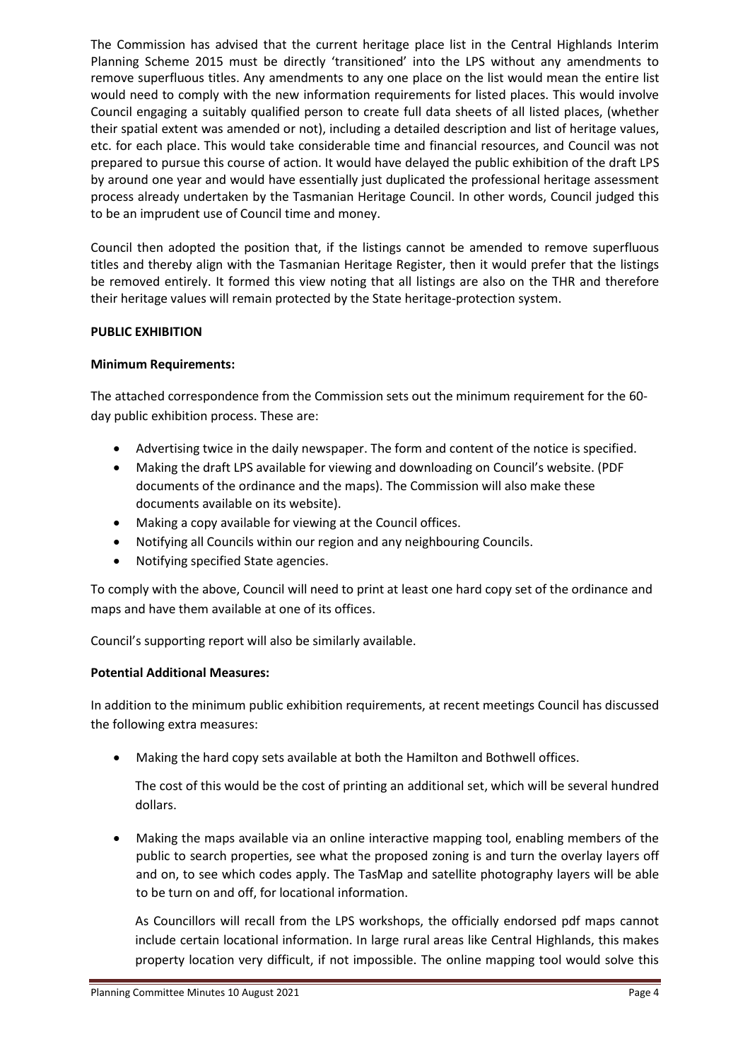The Commission has advised that the current heritage place list in the Central Highlands Interim Planning Scheme 2015 must be directly 'transitioned' into the LPS without any amendments to remove superfluous titles. Any amendments to any one place on the list would mean the entire list would need to comply with the new information requirements for listed places. This would involve Council engaging a suitably qualified person to create full data sheets of all listed places, (whether their spatial extent was amended or not), including a detailed description and list of heritage values, etc. for each place. This would take considerable time and financial resources, and Council was not prepared to pursue this course of action. It would have delayed the public exhibition of the draft LPS by around one year and would have essentially just duplicated the professional heritage assessment process already undertaken by the Tasmanian Heritage Council. In other words, Council judged this to be an imprudent use of Council time and money.

Council then adopted the position that, if the listings cannot be amended to remove superfluous titles and thereby align with the Tasmanian Heritage Register, then it would prefer that the listings be removed entirely. It formed this view noting that all listings are also on the THR and therefore their heritage values will remain protected by the State heritage-protection system.

**PUBLIC EXHIBITION**

**Minimum Requirements:**

The attached correspondence from the Commission sets out the minimum requirement for the 60-day public exhibition process. These are:

- Advertising twice in the daily newspaper. The form and content of the notice is specified.
- Making the draft LPS available for viewing and downloading on Council's website. (PDF documents of the ordinance and the maps). The Commission will also make these documents available on its website).
- Making a copy available for viewing at the Council offices.
- Notifying all Councils within our region and any neighbouring Councils.
- Notifying specified State agencies.

To comply with the above, Council will need to print at least one hard copy set of the ordinance and maps and have them available at one of its offices.

Council's supporting report will also be similarly available.

**Potential Additional Measures:**

In addition to the minimum public exhibition requirements, at recent meetings Council has discussed the following extra measures:

- Making the hard copy sets available at both the Hamilton and Bothwell offices.

  The cost of this would be the cost of printing an additional set, which will be several hundred dollars.

- Making the maps available via an online interactive mapping tool, enabling members of the public to search properties, see what the proposed zoning is and turn the overlay layers off and on, to see which codes apply. The TasMap and satellite photography layers will be able to be turn on and off, for locational information.

  As Councillors will recall from the LPS workshops, the officially endorsed pdf maps cannot include certain locational information. In large rural areas like Central Highlands, this makes property location very difficult, if not impossible. The online mapping tool would solve this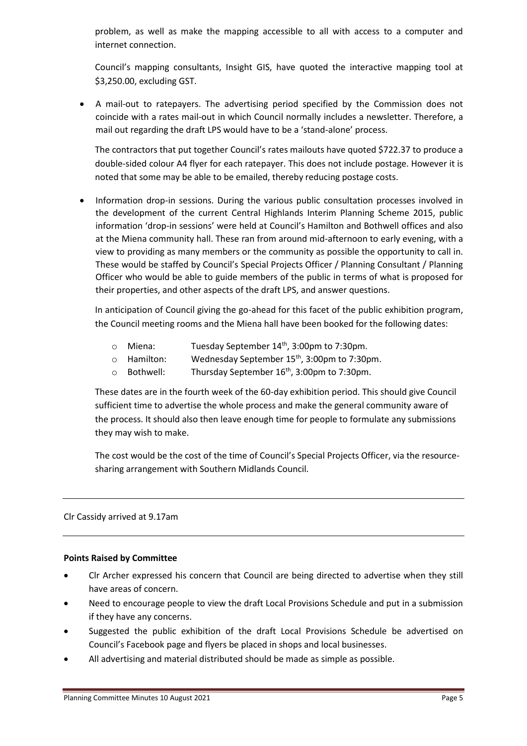problem, as well as make the mapping accessible to all with access to a computer and internet connection.

Council's mapping consultants, Insight GIS, have quoted the interactive mapping tool at $3,250.00, excluding GST.

- A mail-out to ratepayers. The advertising period specified by the Commission does not coincide with a rates mail-out in which Council normally includes a newsletter. Therefore, a mail out regarding the draft LPS would have to be a 'stand-alone' process.

  The contractors that put together Council's rates mailouts have quoted $722.37 to produce a double-sided colour A4 flyer for each ratepayer. This does not include postage. However it is noted that some may be able to be emailed, thereby reducing postage costs.

- Information drop-in sessions. During the various public consultation processes involved in the development of the current Central Highlands Interim Planning Scheme 2015, public information 'drop-in sessions' were held at Council's Hamilton and Bothwell offices and also at the Miena community hall. These ran from around mid-afternoon to early evening, with a view to providing as many members or the community as possible the opportunity to call in. These would be staffed by Council's Special Projects Officer / Planning Consultant / Planning Officer who would be able to guide members of the public in terms of what is proposed for their properties, and other aspects of the draft LPS, and answer questions.

  In anticipation of Council giving the go-ahead for this facet of the public exhibition program, the Council meeting rooms and the Miena hall have been booked for the following dates:

  - Miena: Tuesday September 14th, 3:00pm to 7:30pm.
  - Hamilton: Wednesday September 15th, 3:00pm to 7:30pm.
  - Bothwell: Thursday September 16th, 3:00pm to 7:30pm.

  These dates are in the fourth week of the 60-day exhibition period. This should give Council sufficient time to advertise the whole process and make the general community aware of the process. It should also then leave enough time for people to formulate any submissions they may wish to make.

  The cost would be the cost of the time of Council's Special Projects Officer, via the resource-sharing arrangement with Southern Midlands Council.

---

Clr Cassidy arrived at 9.17am

---

**Points Raised by Committee**

- Clr Archer expressed his concern that Council are being directed to advertise when they still have areas of concern.
- Need to encourage people to view the draft Local Provisions Schedule and put in a submission if they have any concerns.
- Suggested the public exhibition of the draft Local Provisions Schedule be advertised on Council's Facebook page and flyers be placed in shops and local businesses.
- All advertising and material distributed should be made as simple as possible.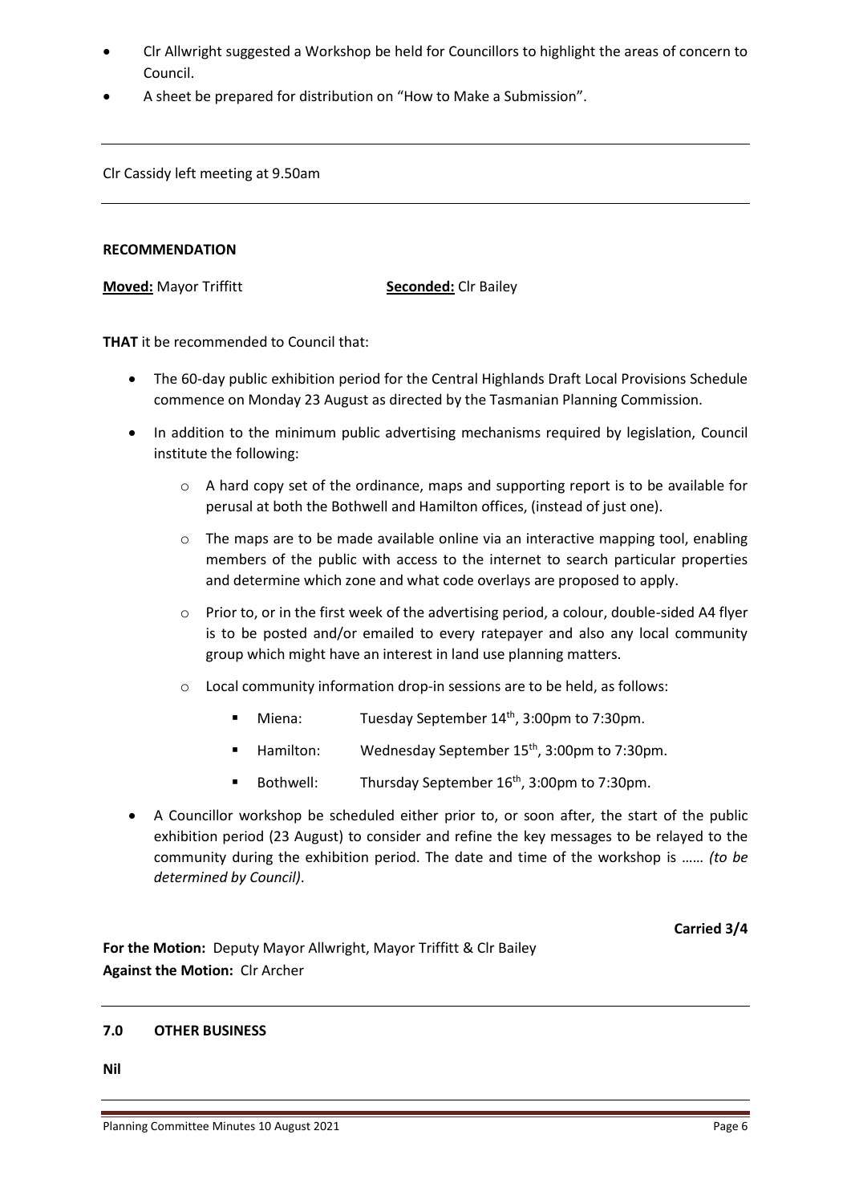- Clr Allwright suggested a Workshop be held for Councillors to highlight the areas of concern to Council.
- A sheet be prepared for distribution on "How to Make a Submission".

---

Clr Cassidy left meeting at 9.50am

---

**RECOMMENDATION**

**Moved:** Mayor Triffitt **Seconded:** Clr Bailey

**THAT** it be recommended to Council that:

- The 60-day public exhibition period for the Central Highlands Draft Local Provisions Schedule commence on Monday 23 August as directed by the Tasmanian Planning Commission.
- In addition to the minimum public advertising mechanisms required by legislation, Council institute the following:
  - A hard copy set of the ordinance, maps and supporting report is to be available for perusal at both the Bothwell and Hamilton offices, (instead of just one).
  - The maps are to be made available online via an interactive mapping tool, enabling members of the public with access to the internet to search particular properties and determine which zone and what code overlays are proposed to apply.
  - Prior to, or in the first week of the advertising period, a colour, double-sided A4 flyer is to be posted and/or emailed to every ratepayer and also any local community group which might have an interest in land use planning matters.
  - Local community information drop-in sessions are to be held, as follows:
    - Miena: Tuesday September 14th, 3:00pm to 7:30pm.
    - Hamilton: Wednesday September 15th, 3:00pm to 7:30pm.
    - Bothwell: Thursday September 16th, 3:00pm to 7:30pm.
- A Councillor workshop be scheduled either prior to, or soon after, the start of the public exhibition period (23 August) to consider and refine the key messages to be relayed to the community during the exhibition period. The date and time of the workshop is …… *(to be determined by Council)*.

**Carried 3/4**

**For the Motion:** Deputy Mayor Allwright, Mayor Triffitt & Clr Bailey
**Against the Motion:** Clr Archer

---

## 7.0 OTHER BUSINESS

**Nil**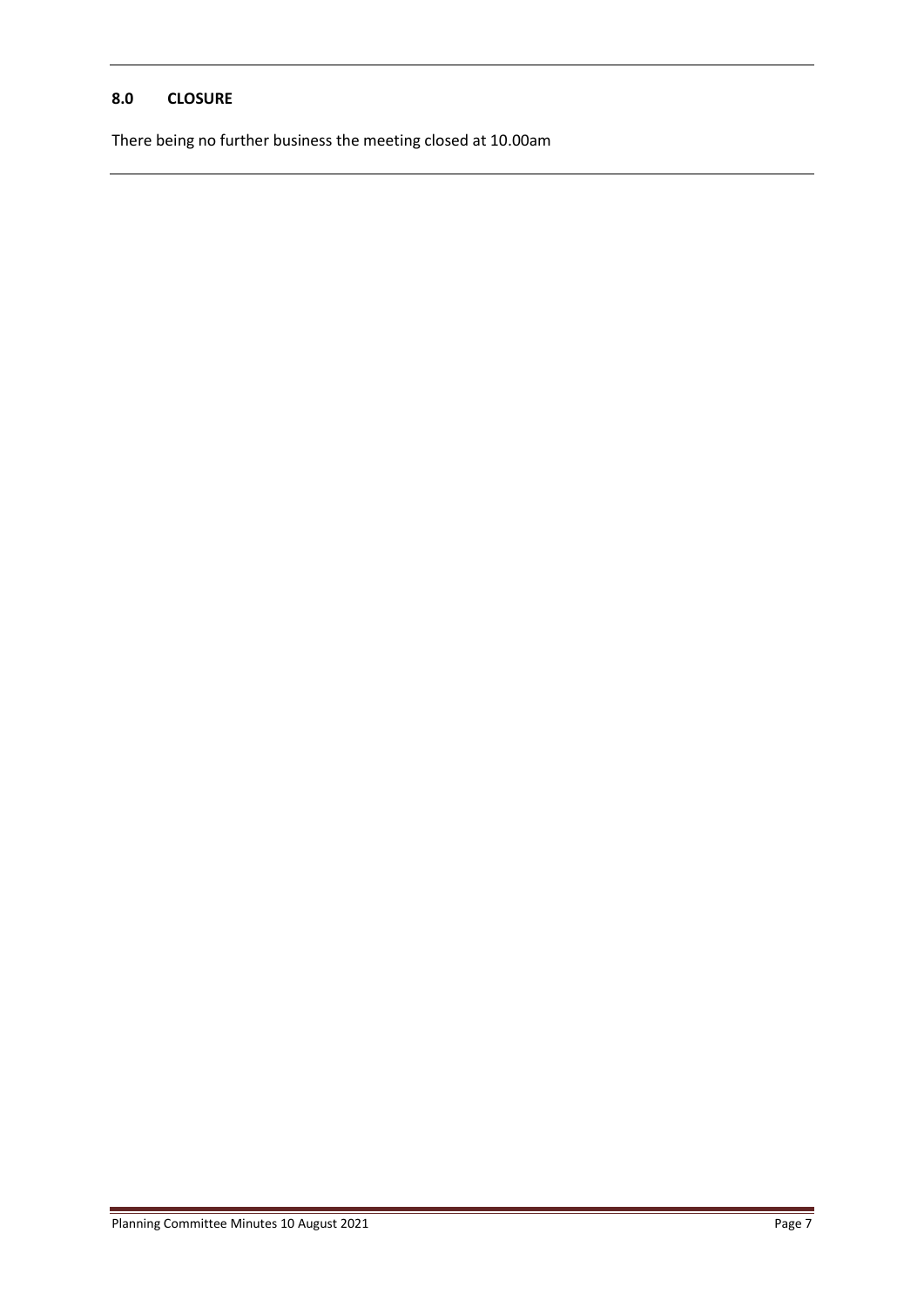## 8.0 CLOSURE

There being no further business the meeting closed at 10.00am